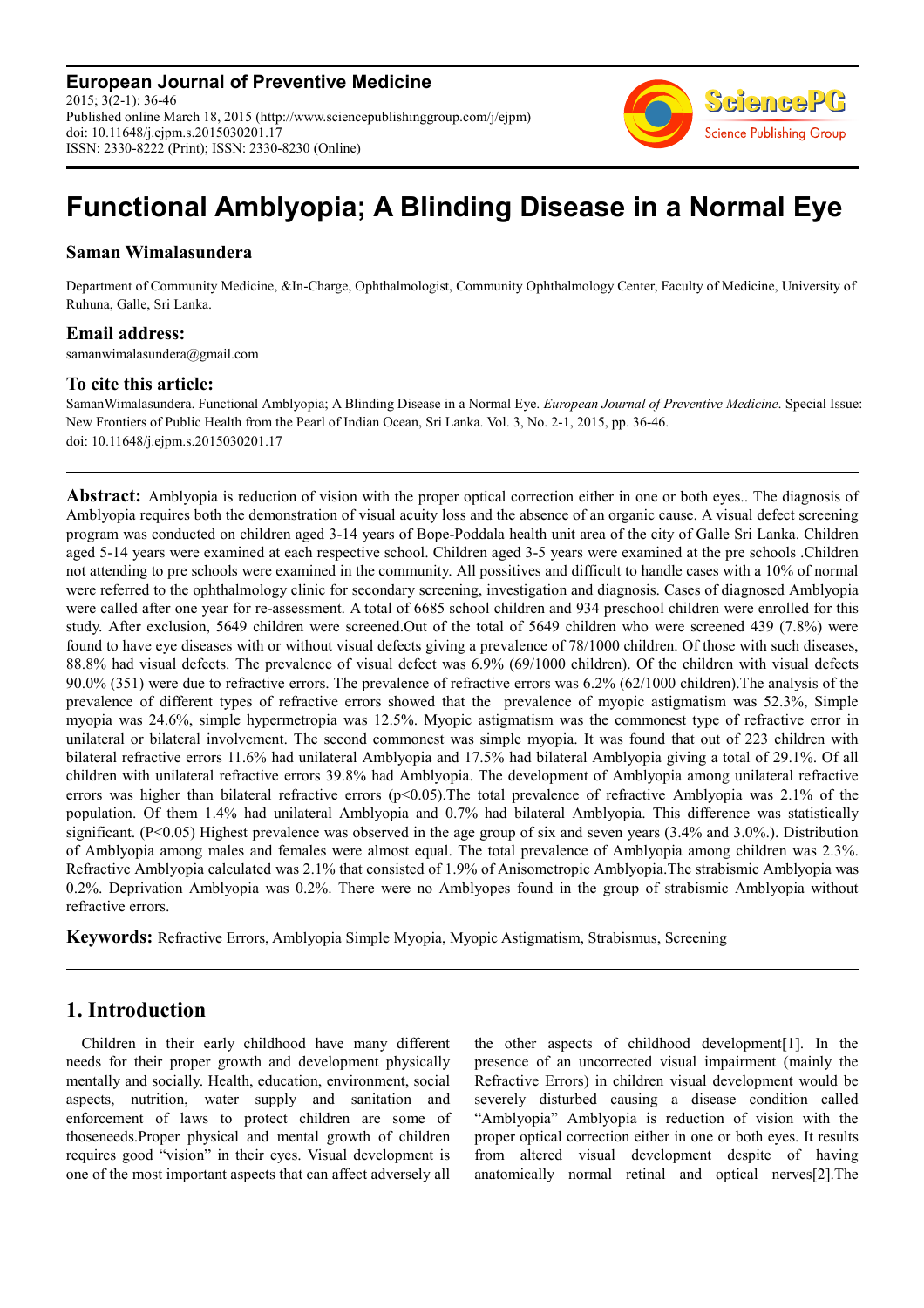**European Journal of Preventive Medicine**
2015; 3(2-1): 36-46
Published online March 18, 2015 (http://www.sciencepublishinggroup.com/j/ejpm)
doi: 10.11648/j.ejpm.s.2015030201.17
ISSN: 2330-8222 (Print); ISSN: 2330-8230 (Online)

# Functional Amblyopia; A Blinding Disease in a Normal Eye

**Saman Wimalasundera**

Department of Community Medicine, &In-Charge, Ophthalmologist, Community Ophthalmology Center, Faculty of Medicine, University of Ruhuna, Galle, Sri Lanka.

### Email address:

samanwimalasundera@gmail.com

### To cite this article:

SamanWimalasundera. Functional Amblyopia; A Blinding Disease in a Normal Eye. *European Journal of Preventive Medicine*. Special Issue: New Frontiers of Public Health from the Pearl of Indian Ocean, Sri Lanka. Vol. 3, No. 2-1, 2015, pp. 36-46. doi: 10.11648/j.ejpm.s.2015030201.17

---

**Abstract:** Amblyopia is reduction of vision with the proper optical correction either in one or both eyes.. The diagnosis of Amblyopia requires both the demonstration of visual acuity loss and the absence of an organic cause. A visual defect screening program was conducted on children aged 3-14 years of Bope-Poddala health unit area of the city of Galle Sri Lanka. Children aged 5-14 years were examined at each respective school. Children aged 3-5 years were examined at the pre schools .Children not attending to pre schools were examined in the community. All possitives and difficult to handle cases with a 10% of normal were referred to the ophthalmology clinic for secondary screening, investigation and diagnosis. Cases of diagnosed Amblyopia were called after one year for re-assessment. A total of 6685 school children and 934 preschool children were enrolled for this study. After exclusion, 5649 children were screened.Out of the total of 5649 children who were screened 439 (7.8%) were found to have eye diseases with or without visual defects giving a prevalence of 78/1000 children. Of those with such diseases, 88.8% had visual defects. The prevalence of visual defect was 6.9% (69/1000 children). Of the children with visual defects 90.0% (351) were due to refractive errors. The prevalence of refractive errors was 6.2% (62/1000 children).The analysis of the prevalence of different types of refractive errors showed that the prevalence of myopic astigmatism was 52.3%, Simple myopia was 24.6%, simple hypermetropia was 12.5%. Myopic astigmatism was the commonest type of refractive error in unilateral or bilateral involvement. The second commonest was simple myopia. It was found that out of 223 children with bilateral refractive errors 11.6% had unilateral Amblyopia and 17.5% had bilateral Amblyopia giving a total of 29.1%. Of all children with unilateral refractive errors 39.8% had Amblyopia. The development of Amblyopia among unilateral refractive errors was higher than bilateral refractive errors ($p<0.05$).The total prevalence of refractive Amblyopia was 2.1% of the population. Of them 1.4% had unilateral Amblyopia and 0.7% had bilateral Amblyopia. This difference was statistically significant. ($P<0.05$) Highest prevalence was observed in the age group of six and seven years (3.4% and 3.0%.). Distribution of Amblyopia among males and females were almost equal. The total prevalence of Amblyopia among children was 2.3%. Refractive Amblyopia calculated was 2.1% that consisted of 1.9% of Anisometropic Amblyopia.The strabismic Amblyopia was 0.2%. Deprivation Amblyopia was 0.2%. There were no Amblyopes found in the group of strabismic Amblyopia without refractive errors.

**Keywords:** Refractive Errors, Amblyopia Simple Myopia, Myopic Astigmatism, Strabismus, Screening

---

## 1. Introduction

Children in their early childhood have many different needs for their proper growth and development physically mentally and socially. Health, education, environment, social aspects, nutrition, water supply and sanitation and enforcement of laws to protect children are some of thoseneeds.Proper physical and mental growth of children requires good "vision" in their eyes. Visual development is one of the most important aspects that can affect adversely all the other aspects of childhood development[1]. In the presence of an uncorrected visual impairment (mainly the Refractive Errors) in children visual development would be severely disturbed causing a disease condition called "Amblyopia" Amblyopia is reduction of vision with the proper optical correction either in one or both eyes. It results from altered visual development despite of having anatomically normal retinal and optical nerves[2].The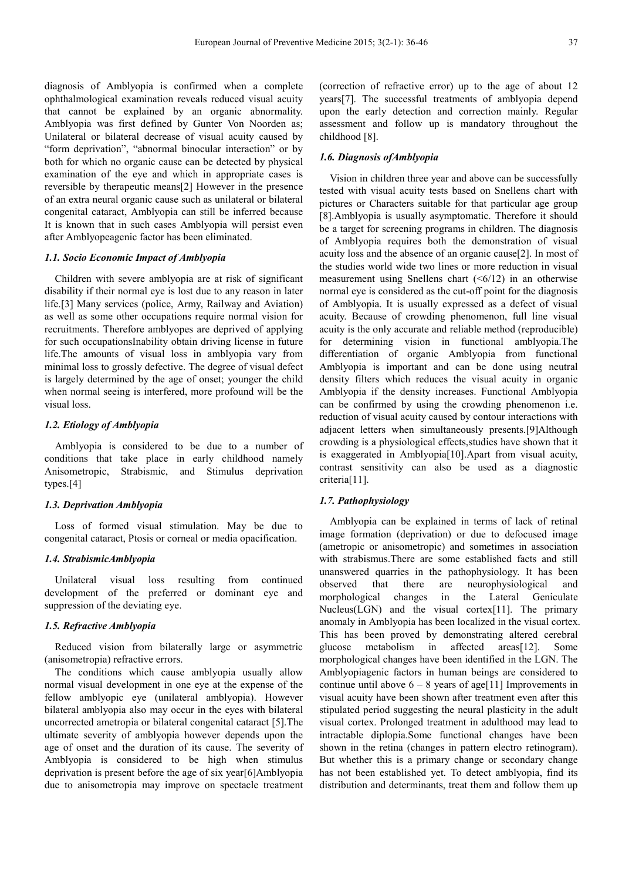diagnosis of Amblyopia is confirmed when a complete ophthalmological examination reveals reduced visual acuity that cannot be explained by an organic abnormality. Amblyopia was first defined by Gunter Von Noorden as; Unilateral or bilateral decrease of visual acuity caused by "form deprivation", "abnormal binocular interaction" or by both for which no organic cause can be detected by physical examination of the eye and which in appropriate cases is reversible by therapeutic means[2] However in the presence of an extra neural organic cause such as unilateral or bilateral congenital cataract, Amblyopia can still be inferred because It is known that in such cases Amblyopia will persist even after Amblyopeagenic factor has been eliminated.

### *1.1. Socio Economic Impact of Amblyopia*

Children with severe amblyopia are at risk of significant disability if their normal eye is lost due to any reason in later life.[3] Many services (police, Army, Railway and Aviation) as well as some other occupations require normal vision for recruitments. Therefore amblyopes are deprived of applying for such occupationsInability obtain driving license in future life.The amounts of visual loss in amblyopia vary from minimal loss to grossly defective. The degree of visual defect is largely determined by the age of onset; younger the child when normal seeing is interfered, more profound will be the visual loss.

### *1.2. Etiology of Amblyopia*

Amblyopia is considered to be due to a number of conditions that take place in early childhood namely Anisometropic, Strabismic, and Stimulus deprivation types.[4]

### *1.3. Deprivation Amblyopia*

Loss of formed visual stimulation. May be due to congenital cataract, Ptosis or corneal or media opacification.

### *1.4. StrabismicAmblyopia*

Unilateral visual loss resulting from continued development of the preferred or dominant eye and suppression of the deviating eye.

### *1.5. Refractive Amblyopia*

Reduced vision from bilaterally large or asymmetric (anisometropia) refractive errors.

The conditions which cause amblyopia usually allow normal visual development in one eye at the expense of the fellow amblyopic eye (unilateral amblyopia). However bilateral amblyopia also may occur in the eyes with bilateral uncorrected ametropia or bilateral congenital cataract [5].The ultimate severity of amblyopia however depends upon the age of onset and the duration of its cause. The severity of Amblyopia is considered to be high when stimulus deprivation is present before the age of six year[6]Amblyopia due to anisometropia may improve on spectacle treatment (correction of refractive error) up to the age of about 12 years[7]. The successful treatments of amblyopia depend upon the early detection and correction mainly. Regular assessment and follow up is mandatory throughout the childhood [8].

### *1.6. Diagnosis ofAmblyopia*

Vision in children three year and above can be successfully tested with visual acuity tests based on Snellens chart with pictures or Characters suitable for that particular age group [8].Amblyopia is usually asymptomatic. Therefore it should be a target for screening programs in children. The diagnosis of Amblyopia requires both the demonstration of visual acuity loss and the absence of an organic cause[2]. In most of the studies world wide two lines or more reduction in visual measurement using Snellens chart (<6/12) in an otherwise normal eye is considered as the cut-off point for the diagnosis of Amblyopia. It is usually expressed as a defect of visual acuity. Because of crowding phenomenon, full line visual acuity is the only accurate and reliable method (reproducible) for determining vision in functional amblyopia.The differentiation of organic Amblyopia from functional Amblyopia is important and can be done using neutral density filters which reduces the visual acuity in organic Amblyopia if the density increases. Functional Amblyopia can be confirmed by using the crowding phenomenon i.e. reduction of visual acuity caused by contour interactions with adjacent letters when simultaneously presents.[9]Although crowding is a physiological effects,studies have shown that it is exaggerated in Amblyopia[10].Apart from visual acuity, contrast sensitivity can also be used as a diagnostic criteria[11].

### *1.7. Pathophysiology*

Amblyopia can be explained in terms of lack of retinal image formation (deprivation) or due to defocused image (ametropic or anisometropic) and sometimes in association with strabismus.There are some established facts and still unanswered quarries in the pathophysiology. It has been observed that there are neurophysiological and morphological changes in the Lateral Geniculate Nucleus(LGN) and the visual cortex[11]. The primary anomaly in Amblyopia has been localized in the visual cortex. This has been proved by demonstrating altered cerebral glucose metabolism in affected areas[12]. Some morphological changes have been identified in the LGN. The Amblyopiagenic factors in human beings are considered to continue until above 6 – 8 years of age[11] Improvements in visual acuity have been shown after treatment even after this stipulated period suggesting the neural plasticity in the adult visual cortex. Prolonged treatment in adulthood may lead to intractable diplopia.Some functional changes have been shown in the retina (changes in pattern electro retinogram). But whether this is a primary change or secondary change has not been established yet. To detect amblyopia, find its distribution and determinants, treat them and follow them up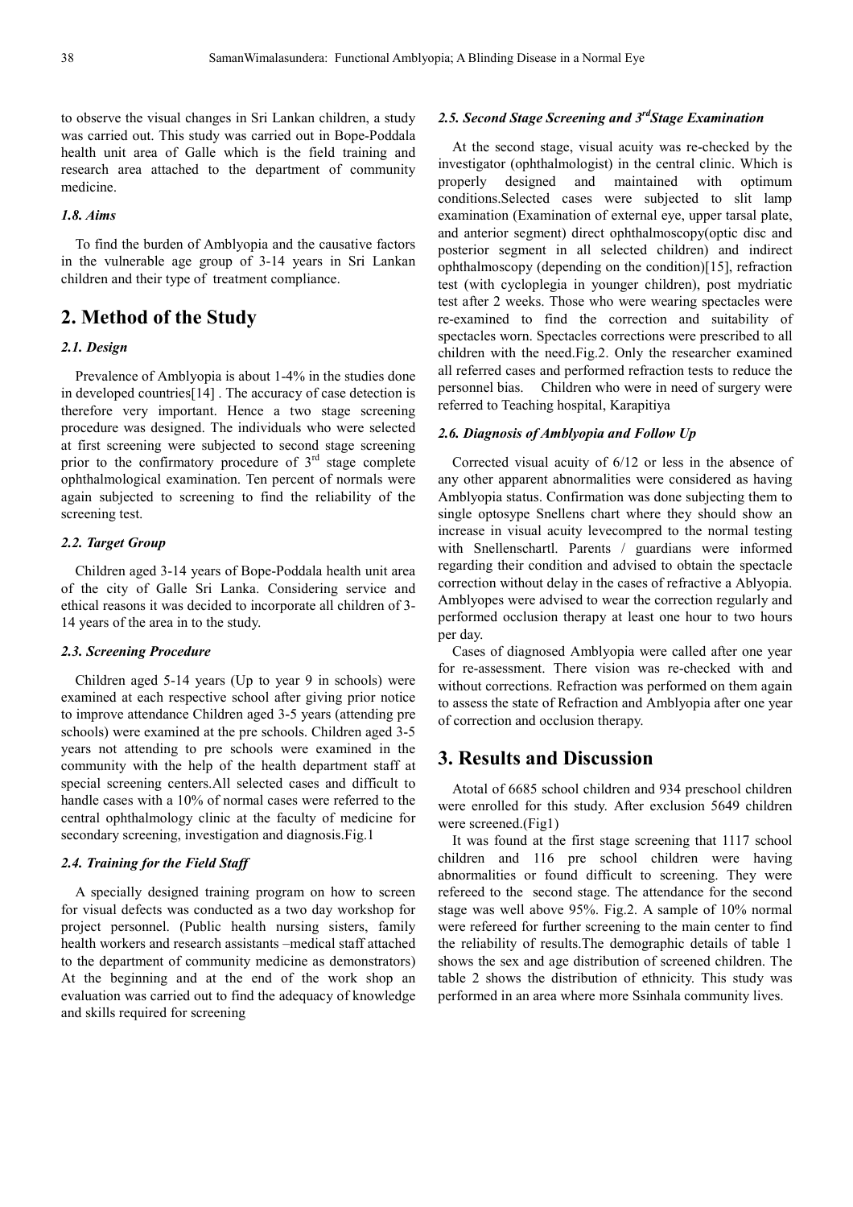to observe the visual changes in Sri Lankan children, a study was carried out. This study was carried out in Bope-Poddala health unit area of Galle which is the field training and research area attached to the department of community medicine.

### *1.8. Aims*

To find the burden of Amblyopia and the causative factors in the vulnerable age group of 3-14 years in Sri Lankan children and their type of treatment compliance.

## 2. Method of the Study

### *2.1. Design*

Prevalence of Amblyopia is about 1-4% in the studies done in developed countries[14] . The accuracy of case detection is therefore very important. Hence a two stage screening procedure was designed. The individuals who were selected at first screening were subjected to second stage screening prior to the confirmatory procedure of 3rd stage complete ophthalmological examination. Ten percent of normals were again subjected to screening to find the reliability of the screening test.

### *2.2. Target Group*

Children aged 3-14 years of Bope-Poddala health unit area of the city of Galle Sri Lanka. Considering service and ethical reasons it was decided to incorporate all children of 3-14 years of the area in to the study.

### *2.3. Screening Procedure*

Children aged 5-14 years (Up to year 9 in schools) were examined at each respective school after giving prior notice to improve attendance Children aged 3-5 years (attending pre schools) were examined at the pre schools. Children aged 3-5 years not attending to pre schools were examined in the community with the help of the health department staff at special screening centers.All selected cases and difficult to handle cases with a 10% of normal cases were referred to the central ophthalmology clinic at the faculty of medicine for secondary screening, investigation and diagnosis.Fig.1

### *2.4. Training for the Field Staff*

A specially designed training program on how to screen for visual defects was conducted as a two day workshop for project personnel. (Public health nursing sisters, family health workers and research assistants –medical staff attached to the department of community medicine as demonstrators) At the beginning and at the end of the work shop an evaluation was carried out to find the adequacy of knowledge and skills required for screening

### *2.5. Second Stage Screening and 3rdStage Examination*

At the second stage, visual acuity was re-checked by the investigator (ophthalmologist) in the central clinic. Which is properly designed and maintained with optimum conditions.Selected cases were subjected to slit lamp examination (Examination of external eye, upper tarsal plate, and anterior segment) direct ophthalmoscopy(optic disc and posterior segment in all selected children) and indirect ophthalmoscopy (depending on the condition)[15], refraction test (with cycloplegia in younger children), post mydriatic test after 2 weeks. Those who were wearing spectacles were re-examined to find the correction and suitability of spectacles worn. Spectacles corrections were prescribed to all children with the need.Fig.2. Only the researcher examined all referred cases and performed refraction tests to reduce the personnel bias. Children who were in need of surgery were referred to Teaching hospital, Karapitiya

### *2.6. Diagnosis of Amblyopia and Follow Up*

Corrected visual acuity of 6/12 or less in the absence of any other apparent abnormalities were considered as having Amblyopia status. Confirmation was done subjecting them to single optosype Snellens chart where they should show an increase in visual acuity levecompred to the normal testing with Snellenschartl. Parents / guardians were informed regarding their condition and advised to obtain the spectacle correction without delay in the cases of refractive a Ablyopia. Amblyopes were advised to wear the correction regularly and performed occlusion therapy at least one hour to two hours per day.

Cases of diagnosed Amblyopia were called after one year for re-assessment. There vision was re-checked with and without corrections. Refraction was performed on them again to assess the state of Refraction and Amblyopia after one year of correction and occlusion therapy.

## 3. Results and Discussion

Atotal of 6685 school children and 934 preschool children were enrolled for this study. After exclusion 5649 children were screened.(Fig1)

It was found at the first stage screening that 1117 school children and 116 pre school children were having abnormalities or found difficult to screening. They were refereed to the second stage. The attendance for the second stage was well above 95%. Fig.2. A sample of 10% normal were refereed for further screening to the main center to find the reliability of results.The demographic details of table 1 shows the sex and age distribution of screened children. The table 2 shows the distribution of ethnicity. This study was performed in an area where more Ssinhala community lives.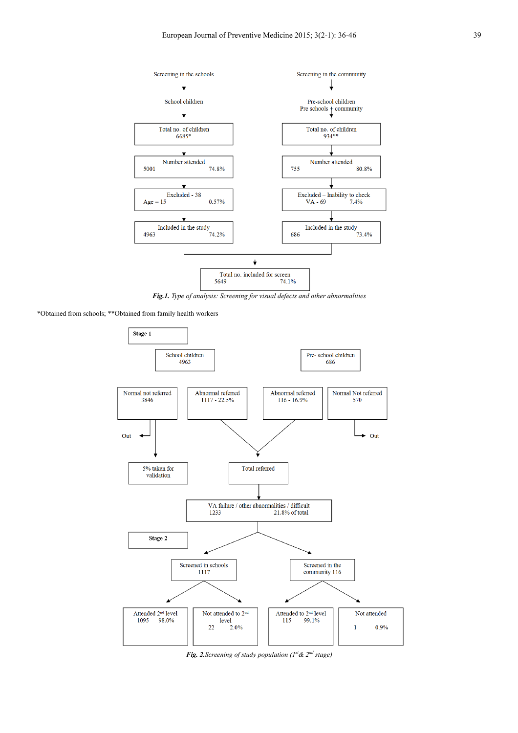Screening in the schools → School children

Screening in the community → Pre-school children (Pre schools + community)

| School children | Pre-school children |
| --- | --- |
| Total no. of children 6685* | Total no. of children 934** |
| Number attended 5001 74.8% | Number attended 755 80.8% |
| Excluded - 38 Age = 15 0.57% | Excluded – Inability to check VA - 69 7.4% |
| Included in the study 4963 74.2% | Included in the study 686 73.4% |

Total no. included for screen 5649 74.1%

***Fig.1.*** *Type of analysis: Screening for visual defects and other abnormalities*

*Obtained from schools; **Obtained from family health workers

**Stage 1**

School children 4963

- Normal not referred 3846 → Out; 5% taken for validation
- Abnormal referred 1117 - 22.5%

Pre- school children 686

- Abnormal referred 116 - 16.9%
- Normal Not referred 570 → Out

Total referred → VA failure / other abnormalities / difficult 1233 21.8% of total

**Stage 2**

Screened in schools 1117

- Attended 2nd level 1095 98.0%
- Not attended to 2nd level 22 2.0%

Screened in the community 116

- Attended to 2nd level 115 99.1%
- Not attended 1 0.9%

***Fig. 2.****Screening of study population (1st & 2nd stage)*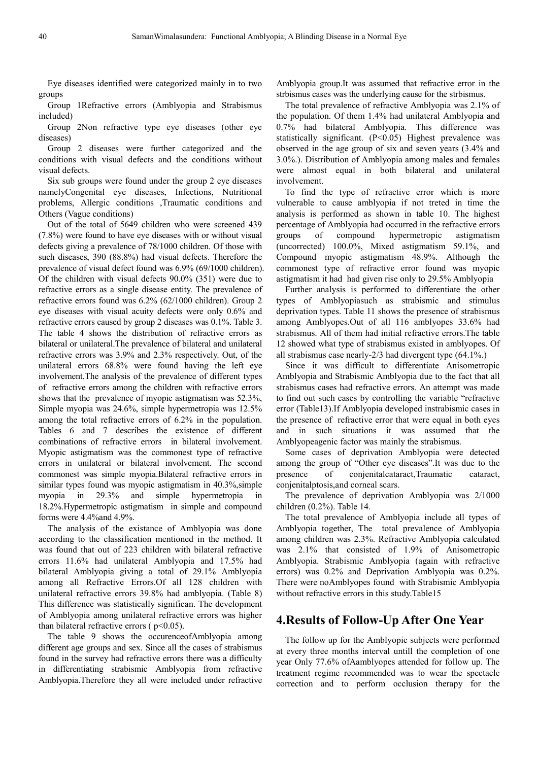Eye diseases identified were categorized mainly in to two groups

Group 1Refractive errors (Amblyopia and Strabismus included)

Group 2Non refractive type eye diseases (other eye diseases)

Group 2 diseases were further categorized and the conditions with visual defects and the conditions without visual defects.

Six sub groups were found under the group 2 eye diseases namelyCongenital eye diseases, Infections, Nutritional problems, Allergic conditions ,Traumatic conditions and Others (Vague conditions)

Out of the total of 5649 children who were screened 439 (7.8%) were found to have eye diseases with or without visual defects giving a prevalence of 78/1000 children. Of those with such diseases, 390 (88.8%) had visual defects. Therefore the prevalence of visual defect found was 6.9% (69/1000 children). Of the children with visual defects 90.0% (351) were due to refractive errors as a single disease entity. The prevalence of refractive errors found was 6.2% (62/1000 children). Group 2 eye diseases with visual acuity defects were only 0.6% and refractive errors caused by group 2 diseases was 0.1%. Table 3. The table 4 shows the distribution of refractive errors as bilateral or unilateral.The prevalence of bilateral and unilateral refractive errors was 3.9% and 2.3% respectively. Out, of the unilateral errors 68.8% were found having the left eye involvement.The analysis of the prevalence of different types of refractive errors among the children with refractive errors shows that the prevalence of myopic astigmatism was 52.3%, Simple myopia was 24.6%, simple hypermetropia was 12.5% among the total refractive errors of 6.2% in the population. Tables 6 and 7 describes the existence of different combinations of refractive errors in bilateral involvement. Myopic astigmatism was the commonest type of refractive errors in unilateral or bilateral involvement. The second commonest was simple myopia.Bilateral refractive errors in similar types found was myopic astigmatism in 40.3%,simple myopia in 29.3% and simple hypermetropia in 18.2%.Hypermetropic astigmatism in simple and compound forms were 4.4%and 4.9%.

The analysis of the existance of Amblyopia was done according to the classification mentioned in the method. It was found that out of 223 children with bilateral refractive errors 11.6% had unilateral Amblyopia and 17.5% had bilateral Amblyopia giving a total of 29.1% Amblyopia among all Refractive Errors.Of all 128 children with unilateral refractive errors 39.8% had amblyopia. (Table 8) This difference was statistically significan. The development of Amblyopia among unilateral refractive errors was higher than bilateral refractive errors ( $p<0.05$).

The table 9 shows the occurenceofAmblyopia among different age groups and sex. Since all the cases of strabismus found in the survey had refractive errors there was a difficulty in differentiating strabismic Amblyopia from refractive Amblyopia.Therefore they all were included under refractive Amblyopia group.It was assumed that refractive error in the strbismus cases was the underlying cause for the strbismus.

The total prevalence of refractive Amblyopia was 2.1% of the population. Of them 1.4% had unilateral Amblyopia and 0.7% had bilateral Amblyopia. This difference was statistically significant. ($P<0.05$) Highest prevalence was observed in the age group of six and seven years (3.4% and 3.0%.). Distribution of Amblyopia among males and females were almost equal in both bilateral and unilateral involvement.

To find the type of refractive error which is more vulnerable to cause amblyopia if not treted in time the analysis is performed as shown in table 10. The highest percentage of Amblyopia had occurred in the refractive errors groups of compound hypermetropic astigmatism (uncorrected) 100.0%, Mixed astigmatism 59.1%, and Compound myopic astigmatism 48.9%. Although the commonest type of refractive error found was myopic astigmatism it had had given rise only to 29.5% Amblyopia

Further analysis is performed to differentiate the other types of Amblyopiasuch as strabismic and stimulus deprivation types. Table 11 shows the presence of strabismus among Amblyopes.Out of all 116 amblyopes 33.6% had strabismus. All of them had initial refractive errors.The table 12 showed what type of strabismus existed in amblyopes. Of all strabismus case nearly-2/3 had divergent type (64.1%.)

Since it was difficult to differentiate Anisometropic Amblyopia and Strabismic Amblyopia due to the fact that all strabismus cases had refractive errors. An attempt was made to find out such cases by controlling the variable "refractive error (Table13).If Amblyopia developed instrabismic cases in the presence of refractive error that were equal in both eyes and in such situations it was assumed that the Amblyopeagenic factor was mainly the strabismus.

Some cases of deprivation Amblyopia were detected among the group of "Other eye diseases".It was due to the presence of conjenitalcataract,Traumatic cataract, conjenitalptosis,and corneal scars.

The prevalence of deprivation Amblyopia was 2/1000 children (0.2%). Table 14.

The total prevalence of Amblyopia include all types of Amblyopia together, The total prevalence of Amblyopia among children was 2.3%. Refractive Amblyopia calculated was 2.1% that consisted of 1.9% of Anisometropic Amblyopia. Strabismic Amblyopia (again with refractive errors) was 0.2% and Deprivation Amblyopia was 0.2%. There were noAmblyopes found with Strabismic Amblyopia without refractive errors in this study.Table15

## 4.Results of Follow-Up After One Year

The follow up for the Amblyopic subjects were performed at every three months interval untill the completion of one year Only 77.6% ofAamblyopes attended for follow up. The treatment regime recommended was to wear the spectacle correction and to perform occlusion therapy for the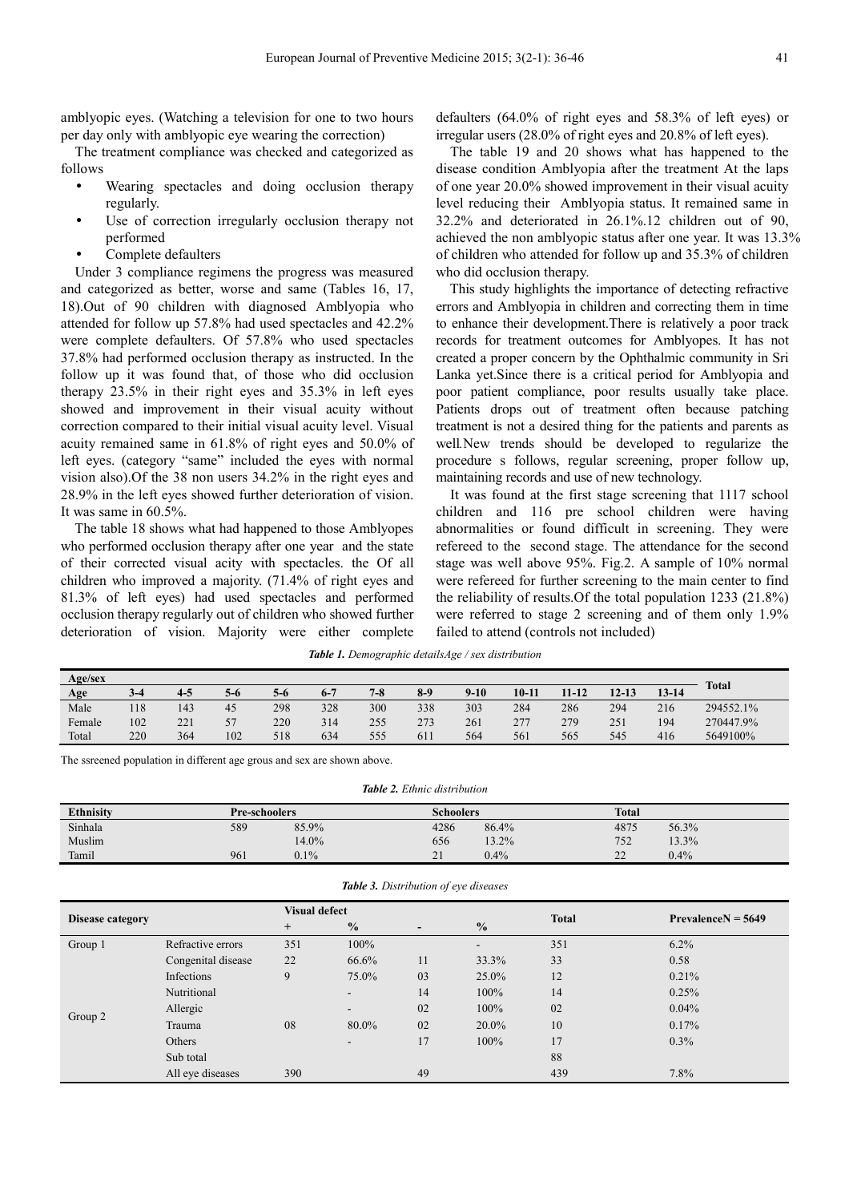amblyopic eyes. (Watching a television for one to two hours per day only with amblyopic eye wearing the correction)

The treatment compliance was checked and categorized as follows

- Wearing spectacles and doing occlusion therapy regularly.
- Use of correction irregularly occlusion therapy not performed
- Complete defaulters

Under 3 compliance regimens the progress was measured and categorized as better, worse and same (Tables 16, 17, 18).Out of 90 children with diagnosed Amblyopia who attended for follow up 57.8% had used spectacles and 42.2% were complete defaulters. Of 57.8% who used spectacles 37.8% had performed occlusion therapy as instructed. In the follow up it was found that, of those who did occlusion therapy 23.5% in their right eyes and 35.3% in left eyes showed and improvement in their visual acuity without correction compared to their initial visual acuity level. Visual acuity remained same in 61.8% of right eyes and 50.0% of left eyes. (category "same" included the eyes with normal vision also).Of the 38 non users 34.2% in the right eyes and 28.9% in the left eyes showed further deterioration of vision. It was same in 60.5%.

The table 18 shows what had happened to those Amblyopes who performed occlusion therapy after one year and the state of their corrected visual acity with spectacles. the Of all children who improved a majority. (71.4% of right eyes and 81.3% of left eyes) had used spectacles and performed occlusion therapy regularly out of children who showed further deterioration of vision. Majority were either complete defaulters (64.0% of right eyes and 58.3% of left eyes) or irregular users (28.0% of right eyes and 20.8% of left eyes).

The table 19 and 20 shows what has happened to the disease condition Amblyopia after the treatment At the laps of one year 20.0% showed improvement in their visual acuity level reducing their Amblyopia status. It remained same in 32.2% and deteriorated in 26.1%.12 children out of 90, achieved the non amblyopic status after one year. It was 13.3% of children who attended for follow up and 35.3% of children who did occlusion therapy.

This study highlights the importance of detecting refractive errors and Amblyopia in children and correcting them in time to enhance their development.There is relatively a poor track records for treatment outcomes for Amblyopes. It has not created a proper concern by the Ophthalmic community in Sri Lanka yet.Since there is a critical period for Amblyopia and poor patient compliance, poor results usually take place. Patients drops out of treatment often because patching treatment is not a desired thing for the patients and parents as well.New trends should be developed to regularize the procedure s follows, regular screening, proper follow up, maintaining records and use of new technology.

It was found at the first stage screening that 1117 school children and 116 pre school children were having abnormalities or found difficult in screening. They were refereed to the second stage. The attendance for the second stage was well above 95%. Fig.2. A sample of 10% normal were refereed for further screening to the main center to find the reliability of results.Of the total population 1233 (21.8%) were referred to stage 2 screening and of them only 1.9% failed to attend (controls not included)

*Table 1. Demographic detailsAge / sex distribution*

| Age/sex | | | | | | | | | | | | | Total |
|---|---|---|---|---|---|---|---|---|---|---|---|---|---|
| Age | 3-4 | 4-5 | 5-6 | 5-6 | 6-7 | 7-8 | 8-9 | 9-10 | 10-11 | 11-12 | 12-13 | 13-14 | |
| Male | 118 | 143 | 45 | 298 | 328 | 300 | 338 | 303 | 284 | 286 | 294 | 216 | 294552.1% |
| Female | 102 | 221 | 57 | 220 | 314 | 255 | 273 | 261 | 277 | 279 | 251 | 194 | 270447.9% |
| Total | 220 | 364 | 102 | 518 | 634 | 555 | 611 | 564 | 561 | 565 | 545 | 416 | 5649100% |

The ssreened population in different age grous and sex are shown above.

*Table 2. Ethnic distribution*

| Ethnisity | Pre-schoolers | | Schoolers | | Total | |
|---|---|---|---|---|---|---|
| Sinhala | 589 | 85.9% | 4286 | 86.4% | 4875 | 56.3% |
| Muslim | | 14.0% | 656 | 13.2% | 752 | 13.3% |
| Tamil | 961 | 0.1% | 21 | 0.4% | 22 | 0.4% |

*Table 3. Distribution of eye diseases*

| Disease category | | Visual defect | | | | Total | PrevalenceN = 5649 |
|---|---|---|---|---|---|---|---|
| | | + | % | - | % | | |
| Group 1 | Refractive errors | 351 | 100% | | - | 351 | 6.2% |
| Group 2 | Congenital disease | 22 | 66.6% | 11 | 33.3% | 33 | 0.58 |
| | Infections | 9 | 75.0% | 03 | 25.0% | 12 | 0.21% |
| | Nutritional | | - | 14 | 100% | 14 | 0.25% |
| | Allergic | | - | 02 | 100% | 02 | 0.04% |
| | Trauma | 08 | 80.0% | 02 | 20.0% | 10 | 0.17% |
| | Others | | - | 17 | 100% | 17 | 0.3% |
| | Sub total | | | | | 88 | |
| | All eye diseases | 390 | | 49 | | 439 | 7.8% |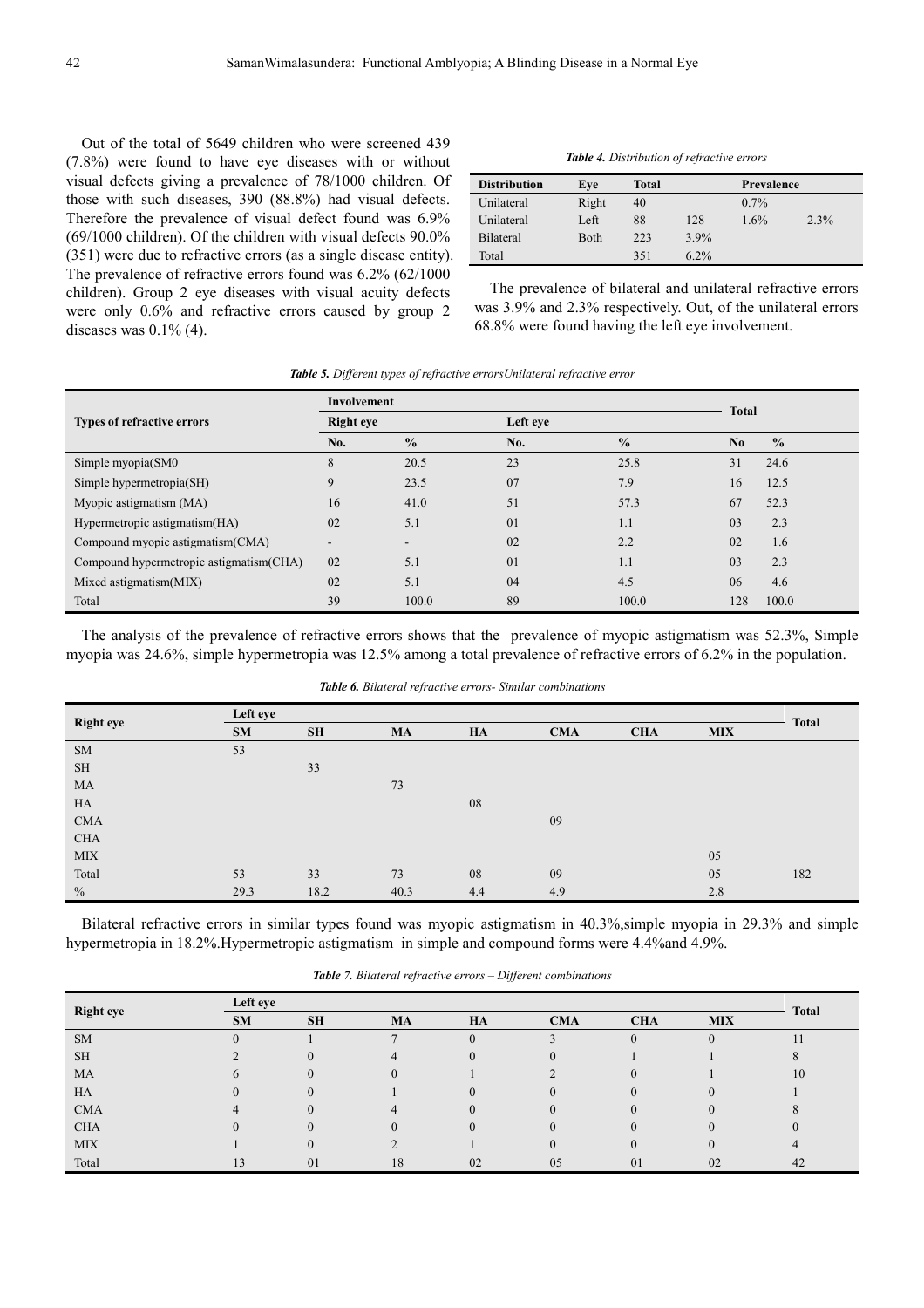Out of the total of 5649 children who were screened 439 (7.8%) were found to have eye diseases with or without visual defects giving a prevalence of 78/1000 children. Of those with such diseases, 390 (88.8%) had visual defects. Therefore the prevalence of visual defect found was 6.9% (69/1000 children). Of the children with visual defects 90.0% (351) were due to refractive errors (as a single disease entity). The prevalence of refractive errors found was 6.2% (62/1000 children). Group 2 eye diseases with visual acuity defects were only 0.6% and refractive errors caused by group 2 diseases was 0.1% (4).

***Table 4.*** *Distribution of refractive errors*

| Distribution | Eye | Total | | Prevalence | |
|---|---|---|---|---|---|
| Unilateral | Right | 40 | | 0.7% | |
| Unilateral | Left | 88 | 128 | 1.6% | 2.3% |
| Bilateral | Both | 223 | 3.9% | | |
| Total | | 351 | 6.2% | | |

The prevalence of bilateral and unilateral refractive errors was 3.9% and 2.3% respectively. Out, of the unilateral errors 68.8% were found having the left eye involvement.

***Table 5.*** *Different types of refractive errorsUnilateral refractive error*

| Types of refractive errors | Involvement | | | | Total | |
|---|---|---|---|---|---|---|
| | Right eye | | Left eye | | | |
| | No. | % | No. | % | No | % |
| Simple myopia(SM0 | 8 | 20.5 | 23 | 25.8 | 31 | 24.6 |
| Simple hypermetropia(SH) | 9 | 23.5 | 07 | 7.9 | 16 | 12.5 |
| Myopic astigmatism (MA) | 16 | 41.0 | 51 | 57.3 | 67 | 52.3 |
| Hypermetropic astigmatism(HA) | 02 | 5.1 | 01 | 1.1 | 03 | 2.3 |
| Compound myopic astigmatism(CMA) | - | - | 02 | 2.2 | 02 | 1.6 |
| Compound hypermetropic astigmatism(CHA) | 02 | 5.1 | 01 | 1.1 | 03 | 2.3 |
| Mixed astigmatism(MIX) | 02 | 5.1 | 04 | 4.5 | 06 | 4.6 |
| Total | 39 | 100.0 | 89 | 100.0 | 128 | 100.0 |

The analysis of the prevalence of refractive errors shows that the prevalence of myopic astigmatism was 52.3%, Simple myopia was 24.6%, simple hypermetropia was 12.5% among a total prevalence of refractive errors of 6.2% in the population.

***Table 6.*** *Bilateral refractive errors- Similar combinations*

| Right eye | Left eye | | | | | | | Total |
|---|---|---|---|---|---|---|---|---|
| | SM | SH | MA | HA | CMA | CHA | MIX | |
| SM | 53 | | | | | | | |
| SH | | 33 | | | | | | |
| MA | | | 73 | | | | | |
| HA | | | | 08 | | | | |
| CMA | | | | | 09 | | | |
| CHA | | | | | | | | |
| MIX | | | | | | | 05 | |
| Total | 53 | 33 | 73 | 08 | 09 | | 05 | 182 |
| % | 29.3 | 18.2 | 40.3 | 4.4 | 4.9 | | 2.8 | |

Bilateral refractive errors in similar types found was myopic astigmatism in 40.3%,simple myopia in 29.3% and simple hypermetropia in 18.2%.Hypermetropic astigmatism in simple and compound forms were 4.4%and 4.9%.

***Table 7.*** *Bilateral refractive errors – Different combinations*

| Right eye | Left eye | | | | | | | Total |
|---|---|---|---|---|---|---|---|---|
| | SM | SH | MA | HA | CMA | CHA | MIX | |
| SM | 0 | 1 | 7 | 0 | 3 | 0 | 0 | 11 |
| SH | 2 | 0 | 4 | 0 | 0 | 1 | 1 | 8 |
| MA | 6 | 0 | 0 | 1 | 2 | 0 | 1 | 10 |
| HA | 0 | 0 | 1 | 0 | 0 | 0 | 0 | 1 |
| CMA | 4 | 0 | 4 | 0 | 0 | 0 | 0 | 8 |
| CHA | 0 | 0 | 0 | 0 | 0 | 0 | 0 | 0 |
| MIX | 1 | 0 | 2 | 1 | 0 | 0 | 0 | 4 |
| Total | 13 | 01 | 18 | 02 | 05 | 01 | 02 | 42 |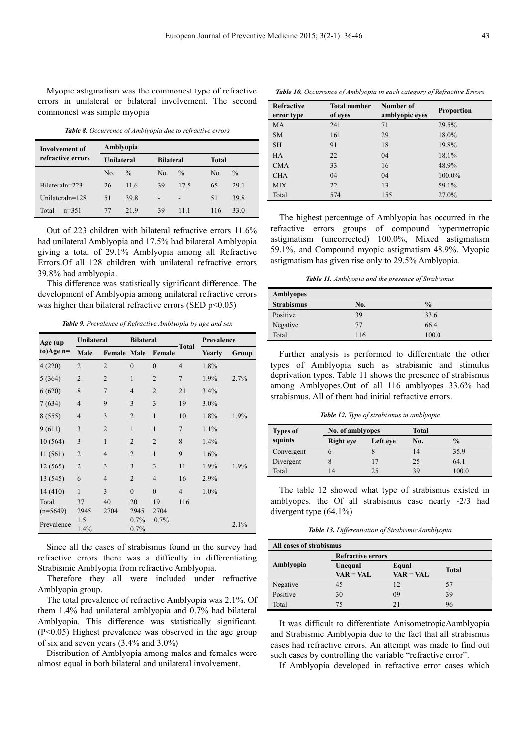Myopic astigmatism was the commonest type of refractive errors in unilateral or bilateral involvement. The second commonest was simple myopia

*Table 8. Occurrence of Amblyopia due to refractive errors*

| Involvement of refractive errors | Amblyopia | | | | | |
|---|---|---|---|---|---|---|
| | Unilateral | | Bilateral | | Total | |
| | No. | % | No. | % | No. | % |
| Bilateraln=223 | 26 | 11.6 | 39 | 17.5 | 65 | 29.1 |
| Unilateraln=128 | 51 | 39.8 | - | - | 51 | 39.8 |
| Total n=351 | 77 | 21.9 | 39 | 11.1 | 116 | 33.0 |

Out of 223 children with bilateral refractive errors 11.6% had unilateral Amblyopia and 17.5% had bilateral Amblyopia giving a total of 29.1% Amblyopia among all Refractive Errors.Of all 128 children with unilateral refractive errors 39.8% had amblyopia.

This difference was statistically significant difference. The development of Amblyopia among unilateral refractive errors was higher than bilateral refractive errors (SED $p<0.05$)

*Table 9. Prevalence of Refractive Amblyopia by age and sex*

| Age (up to)Age n= | Unilateral | | Bilateral | | Total | Prevalence | |
|---|---|---|---|---|---|---|---|
| | Male | Female | Male | Female | | Yearly | Group |
| 4 (220) | 2 | 2 | 0 | 0 | 4 | 1.8% | |
| 5 (364) | 2 | 2 | 1 | 2 | 7 | 1.9% | 2.7% |
| 6 (620) | 8 | 7 | 4 | 2 | 21 | 3.4% | |
| 7 (634) | 4 | 9 | 3 | 3 | 19 | 3.0% | |
| 8 (555) | 4 | 3 | 2 | 1 | 10 | 1.8% | 1.9% |
| 9 (611) | 3 | 2 | 1 | 1 | 7 | 1.1% | |
| 10 (564) | 3 | 1 | 2 | 2 | 8 | 1.4% | |
| 11 (561) | 2 | 4 | 2 | 1 | 9 | 1.6% | |
| 12 (565) | 2 | 3 | 3 | 3 | 11 | 1.9% | 1.9% |
| 13 (545) | 6 | 4 | 2 | 4 | 16 | 2.9% | |
| 14 (410) | 1 | 3 | 0 | 0 | 4 | 1.0% | |
| Total (n=5649) | 37 2945 | 40 2704 | 20 2945 | 19 2704 | 116 | | |
| Prevalence | 1.5 1.4% | | 0.7% 0.7% | 0.7% | | | 2.1% |

Since all the cases of strabismus found in the survey had refractive errors there was a difficulty in differentiating Strabismic Amblyopia from refractive Amblyopia.

Therefore they all were included under refractive Amblyopia group.

The total prevalence of refractive Amblyopia was 2.1%. Of them 1.4% had unilateral amblyopia and 0.7% had bilateral Amblyopia. This difference was statistically significant. ($P<0.05$) Highest prevalence was observed in the age group of six and seven years (3.4% and 3.0%)

Distribution of Amblyopia among males and females were almost equal in both bilateral and unilateral involvement.

*Table 10. Occurrence of Amblyopia in each category of Refractive Errors*

| Refractive error type | Total number of eyes | Number of amblyopic eyes | Proportion |
|---|---|---|---|
| MA | 241 | 71 | 29.5% |
| SM | 161 | 29 | 18.0% |
| SH | 91 | 18 | 19.8% |
| HA | 22 | 04 | 18.1% |
| CMA | 33 | 16 | 48.9% |
| CHA | 04 | 04 | 100.0% |
| MIX | 22 | 13 | 59.1% |
| Total | 574 | 155 | 27.0% |

The highest percentage of Amblyopia has occurred in the refractive errors groups of compound hypermetropic astigmatism (uncorrected) 100.0%, Mixed astigmatism 59.1%, and Compound myopic astigmatism 48.9%. Myopic astigmatism has given rise only to 29.5% Amblyopia.

*Table 11. Amblyopia and the presence of Strabismus*

| Amblyopes | | |
|---|---|---|
| Strabismus | No. | % |
| Positive | 39 | 33.6 |
| Negative | 77 | 66.4 |
| Total | 116 | 100.0 |

Further analysis is performed to differentiate the other types of Amblyopia such as strabismic and stimulus deprivation types. Table 11 shows the presence of strabismus among Amblyopes.Out of all 116 amblyopes 33.6% had strabismus. All of them had initial refractive errors.

*Table 12. Type of strabismus in amblyopia*

| Types of squints | No. of amblyopes | | Total | |
|---|---|---|---|---|
| | Right eye | Left eye | No. | % |
| Convergent | 6 | 8 | 14 | 35.9 |
| Divergent | 8 | 17 | 25 | 64.1 |
| Total | 14 | 25 | 39 | 100.0 |

The table 12 showed what type of strabismus existed in amblyopes. the Of all strabismus case nearly -2/3 had divergent type (64.1%)

*Table 13. Differentiation of StrabismicAamblyopia*

| All cases of strabismus | | | |
|---|---|---|---|
| Amblyopia | Refractive errors | | Total |
| | Unequal VAR = VAL | Equal VAR = VAL | |
| Negative | 45 | 12 | 57 |
| Positive | 30 | 09 | 39 |
| Total | 75 | 21 | 96 |

It was difficult to differentiate AnisometropicAamblyopia and Strabismic Amblyopia due to the fact that all strabismus cases had refractive errors. An attempt was made to find out such cases by controlling the variable "refractive error".

If Amblyopia developed in refractive error cases which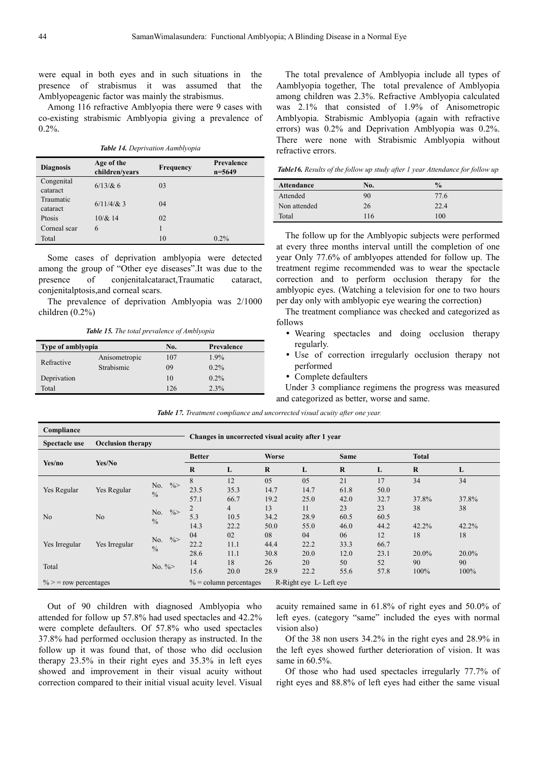were equal in both eyes and in such situations in the presence of strabismus it was assumed that the Amblyopeagenic factor was mainly the strabismus.

Among 116 refractive Amblyopia there were 9 cases with co-existing strabismic Amblyopia giving a prevalence of 0.2%.

***Table 14.*** *Deprivation Aamblyopia*

| Diagnosis | Age of the children/years | Frequency | Prevalence n=5649 |
|---|---|---|---|
| Congenital cataract | 6/13/& 6 | 03 | |
| Traumatic cataract | 6/11/4/& 3 | 04 | |
| Ptosis | 10/& 14 | 02 | |
| Corneal scar | 6 | 1 | |
| Total | | 10 | 0.2% |

Some cases of deprivation amblyopia were detected among the group of "Other eye diseases".It was due to the presence of conjenitalcataract,Traumatic cataract, conjenitalptosis,and corneal scars.

The prevalence of deprivation Amblyopia was 2/1000 children (0.2%)

***Table 15.*** *The total prevalence of Amblyopia*

| Type of amblyopia | | No. | Prevalence |
|---|---|---|---|
| Refractive | Anisometropic | 107 | 1.9% |
| | Strabismic | 09 | 0.2% |
| Deprivation | | 10 | 0.2% |
| Total | | 126 | 2.3% |

The total prevalence of Amblyopia include all types of Aamblyopia together, The total prevalence of Amblyopia among children was 2.3%. Refractive Amblyopia calculated was 2.1% that consisted of 1.9% of Anisometropic Amblyopia. Strabismic Amblyopia (again with refractive errors) was 0.2% and Deprivation Amblyopia was 0.2%. There were none with Strabismic Amblyopia without refractive errors.

***Table16.*** *Results of the follow up study after 1 year Attendance for follow up*

| Attendance | No. | % |
|---|---|---|
| Attended | 90 | 77.6 |
| Non attended | 26 | 22.4 |
| Total | 116 | 100 |

The follow up for the Amblyopic subjects were performed at every three months interval untill the completion of one year Only 77.6% of amblyopes attended for follow up. The treatment regime recommended was to wear the spectacle correction and to perform occlusion therapy for the amblyopic eyes. (Watching a television for one to two hours per day only with amblyopic eye wearing the correction)

The treatment compliance was checked and categorized as follows

- Wearing spectacles and doing occlusion therapy regularly.
- Use of correction irregularly occlusion therapy not performed
- Complete defaulters

Under 3 compliance regimens the progress was measured and categorized as better, worse and same.

***Table 17.*** *Treatment compliance and uncorrected visual acuity after one year.*

| Compliance | | | Changes in uncorrected visual acuity after 1 year | | | | | | | |
|---|---|---|---|---|---|---|---|---|---|---|
| Spectacle use | Occlusion therapy | | | | | | | | | |
| Yes/no | Yes/No | | Better | | Worse | | Same | | Total | |
| | | | R | L | R | L | R | L | R | L |
| Yes Regular | Yes Regular | No. %> % | 8<br>23.5<br>57.1 | 12<br>35.3<br>66.7 | 05<br>14.7<br>19.2 | 05<br>14.7<br>25.0 | 21<br>61.8<br>42.0 | 17<br>50.0<br>32.7 | 34<br><br>37.8% | 34<br><br>37.8% |
| No | No | No. %> % | 2<br>5.3<br>14.3 | 4<br>10.5<br>22.2 | 13<br>34.2<br>50.0 | 11<br>28.9<br>55.0 | 23<br>60.5<br>46.0 | 23<br>60.5<br>44.2 | 38<br><br>42.2% | 38<br><br>42.2% |
| Yes Irregular | Yes Irregular | No. %> % | 04<br>22.2<br>28.6 | 02<br>11.1<br>11.1 | 08<br>44.4<br>30.8 | 04<br>22.2<br>20.0 | 06<br>33.3<br>12.0 | 12<br>66.7<br>23.1 | 18<br><br>20.0% | 18<br><br>20.0% |
| Total | | No. %> | 14<br>15.6 | 18<br>20.0 | 26<br>28.9 | 20<br>22.2 | 50<br>55.6 | 52<br>57.8 | 90<br>100% | 90<br>100% |
| % > = row percentages | | | % = column percentages | | R-Right eye L- Left eye | | | | | |

Out of 90 children with diagnosed Amblyopia who attended for follow up 57.8% had used spectacles and 42.2% were complete defaulters. Of 57.8% who used spectacles 37.8% had performed occlusion therapy as instructed. In the follow up it was found that, of those who did occlusion therapy 23.5% in their right eyes and 35.3% in left eyes showed and improvement in their visual acuity without correction compared to their initial visual acuity level. Visual acuity remained same in 61.8% of right eyes and 50.0% of left eyes. (category "same" included the eyes with normal vision also)

Of the 38 non users 34.2% in the right eyes and 28.9% in the left eyes showed further deterioration of vision. It was same in 60.5%.

Of those who had used spectacles irregularly 77.7% of right eyes and 88.8% of left eyes had either the same visual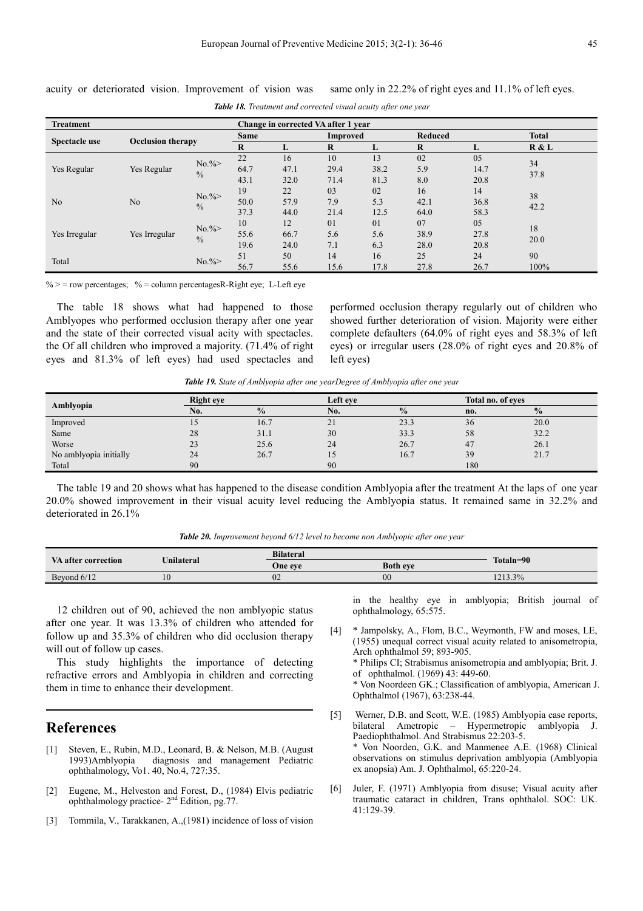acuity or deteriorated vision. Improvement of vision was same only in 22.2% of right eyes and 11.1% of left eyes.

*Table 18. Treatment and corrected visual acuity after one year*

| Treatment | | | Change in corrected VA after 1 year | | | | | | |
|---|---|---|---|---|---|---|---|---|---|
| Spectacle use | Occlusion therapy | | Same | | Improved | | Reduced | | Total |
| | | | R | L | R | L | R | L | R & L |
| Yes Regular | Yes Regular | No.%> % | 22 64.7 43.1 | 16 47.1 32.0 | 10 29.4 71.4 | 13 38.2 81.3 | 02 5.9 8.0 | 05 14.7 20.8 | 34 37.8 |
| No | No | No.%> % | 19 50.0 37.3 | 22 57.9 44.0 | 03 7.9 21.4 | 02 5.3 12.5 | 16 42.1 64.0 | 14 36.8 58.3 | 38 42.2 |
| Yes Irregular | Yes Irregular | No.%> % | 10 55.6 19.6 | 12 66.7 24.0 | 01 5.6 7.1 | 01 5.6 6.3 | 07 38.9 28.0 | 05 27.8 20.8 | 18 20.0 |
| Total | | No.%> | 51 56.7 | 50 55.6 | 14 15.6 | 16 17.8 | 25 27.8 | 24 26.7 | 90 100% |

% > = row percentages; % = column percentagesR-Right eye; L-Left eye

The table 18 shows what had happened to those Amblyopes who performed occlusion therapy after one year and the state of their corrected visual acity with spectacles. the Of all children who improved a majority. (71.4% of right eyes and 81.3% of left eyes) had used spectacles and performed occlusion therapy regularly out of children who showed further deterioration of vision. Majority were either complete defaulters (64.0% of right eyes and 58.3% of left eyes) or irregular users (28.0% of right eyes and 20.8% of left eyes)

*Table 19. State of Amblyopia after one yearDegree of Amblyopia after one year*

| Amblyopia | Right eye | | Left eye | | Total no. of eyes | |
|---|---|---|---|---|---|---|
| | No. | % | No. | % | no. | % |
| Improved | 15 | 16.7 | 21 | 23.3 | 36 | 20.0 |
| Same | 28 | 31.1 | 30 | 33.3 | 58 | 32.2 |
| Worse | 23 | 25.6 | 24 | 26.7 | 47 | 26.1 |
| No amblyopia initially | 24 | 26.7 | 15 | 16.7 | 39 | 21.7 |
| Total | 90 | | 90 | | 180 | |

The table 19 and 20 shows what has happened to the disease condition Amblyopia after the treatment At the laps of one year 20.0% showed improvement in their visual acuity level reducing the Amblyopia status. It remained same in 32.2% and deteriorated in 26.1%

*Table 20. Improvement beyond 6/12 level to become non Amblyopic after one year*

| VA after correction | Unilateral | Bilateral | | Totaln=90 |
|---|---|---|---|---|
| | | One eye | Both eye | |
| Beyond 6/12 | 10 | 02 | 00 | 1213.3% |

12 children out of 90, achieved the non amblyopic status after one year. It was 13.3% of children who attended for follow up and 35.3% of children who did occlusion therapy will out of follow up cases.

This study highlights the importance of detecting refractive errors and Amblyopia in children and correcting them in time to enhance their development.

## References

[1] Steven, E., Rubin, M.D., Leonard, B. & Nelson, M.B. (August 1993)Amblyopia diagnosis and management Pediatric ophthalmology, Vo1. 40, No.4, 727:35.

[2] Eugene, M., Helveston and Forest, D., (1984) Elvis pediatric ophthalmology practice- 2nd Edition, pg.77.

[3] Tommila, V., Tarakkanen, A.,(1981) incidence of loss of vision in the healthy eye in amblyopia; British journal of ophthalmology, 65:575.

[4] * Jampolsky, A., Flom, B.C., Weymonth, FW and moses, LE, (1955) unequal correct visual acuity related to anisometropia, Arch ophthalmol 59; 893-905.
* Philips CI; Strabismus anisometropia and amblyopia; Brit. J. of ophthalmol. (1969) 43: 449-60.
* Von Noordeen GK.; Classification of amblyopia, American J. Ophthalmol (1967), 63:238-44.

[5] Werner, D.B. and Scott, W.E. (1985) Amblyopia case reports, bilateral Ametropic – Hypermetropic amblyopia J. Paediophthalmol. And Strabismus 22:203-5.
* Von Noorden, G.K. and Manmenee A.E. (1968) Clinical observations on stimulus deprivation amblyopia (Amblyopia ex anopsia) Am. J. Ophthalmol, 65:220-24.

[6] Juler, F. (1971) Amblyopia from disuse; Visual acuity after traumatic cataract in children, Trans ophthalol. SOC: UK. 41:129-39.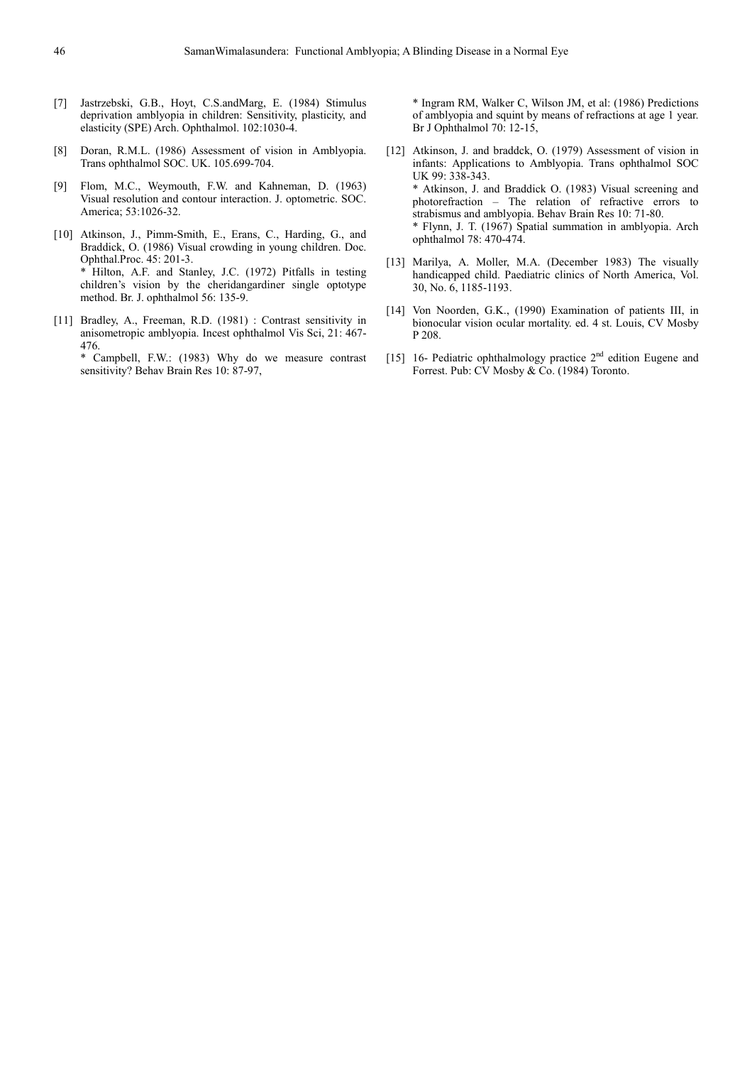[7] Jastrzebski, G.B., Hoyt, C.S.andMarg, E. (1984) Stimulus deprivation amblyopia in children: Sensitivity, plasticity, and elasticity (SPE) Arch. Ophthalmol. 102:1030-4.

[8] Doran, R.M.L. (1986) Assessment of vision in Amblyopia. Trans ophthalmol SOC. UK. 105.699-704.

[9] Flom, M.C., Weymouth, F.W. and Kahneman, D. (1963) Visual resolution and contour interaction. J. optometric. SOC. America; 53:1026-32.

[10] Atkinson, J., Pimm-Smith, E., Erans, C., Harding, G., and Braddick, O. (1986) Visual crowding in young children. Doc. Ophthal.Proc. 45: 201-3.
* Hilton, A.F. and Stanley, J.C. (1972) Pitfalls in testing children's vision by the cheridangardiner single optotype method. Br. J. ophthalmol 56: 135-9.

[11] Bradley, A., Freeman, R.D. (1981) : Contrast sensitivity in anisometropic amblyopia. Incest ophthalmol Vis Sci, 21: 467-476.
* Campbell, F.W.: (1983) Why do we measure contrast sensitivity? Behav Brain Res 10: 87-97,
* Ingram RM, Walker C, Wilson JM, et al: (1986) Predictions of amblyopia and squint by means of refractions at age 1 year. Br J Ophthalmol 70: 12-15,

[12] Atkinson, J. and braddck, O. (1979) Assessment of vision in infants: Applications to Amblyopia. Trans ophthalmol SOC UK 99: 338-343.
* Atkinson, J. and Braddick O. (1983) Visual screening and photorefraction – The relation of refractive errors to strabismus and amblyopia. Behav Brain Res 10: 71-80.
* Flynn, J. T. (1967) Spatial summation in amblyopia. Arch ophthalmol 78: 470-474.

[13] Marilya, A. Moller, M.A. (December 1983) The visually handicapped child. Paediatric clinics of North America, Vol. 30, No. 6, 1185-1193.

[14] Von Noorden, G.K., (1990) Examination of patients III, in bionocular vision ocular mortality. ed. 4 st. Louis, CV Mosby P 208.

[15] 16- Pediatric ophthalmology practice 2nd edition Eugene and Forrest. Pub: CV Mosby & Co. (1984) Toronto.